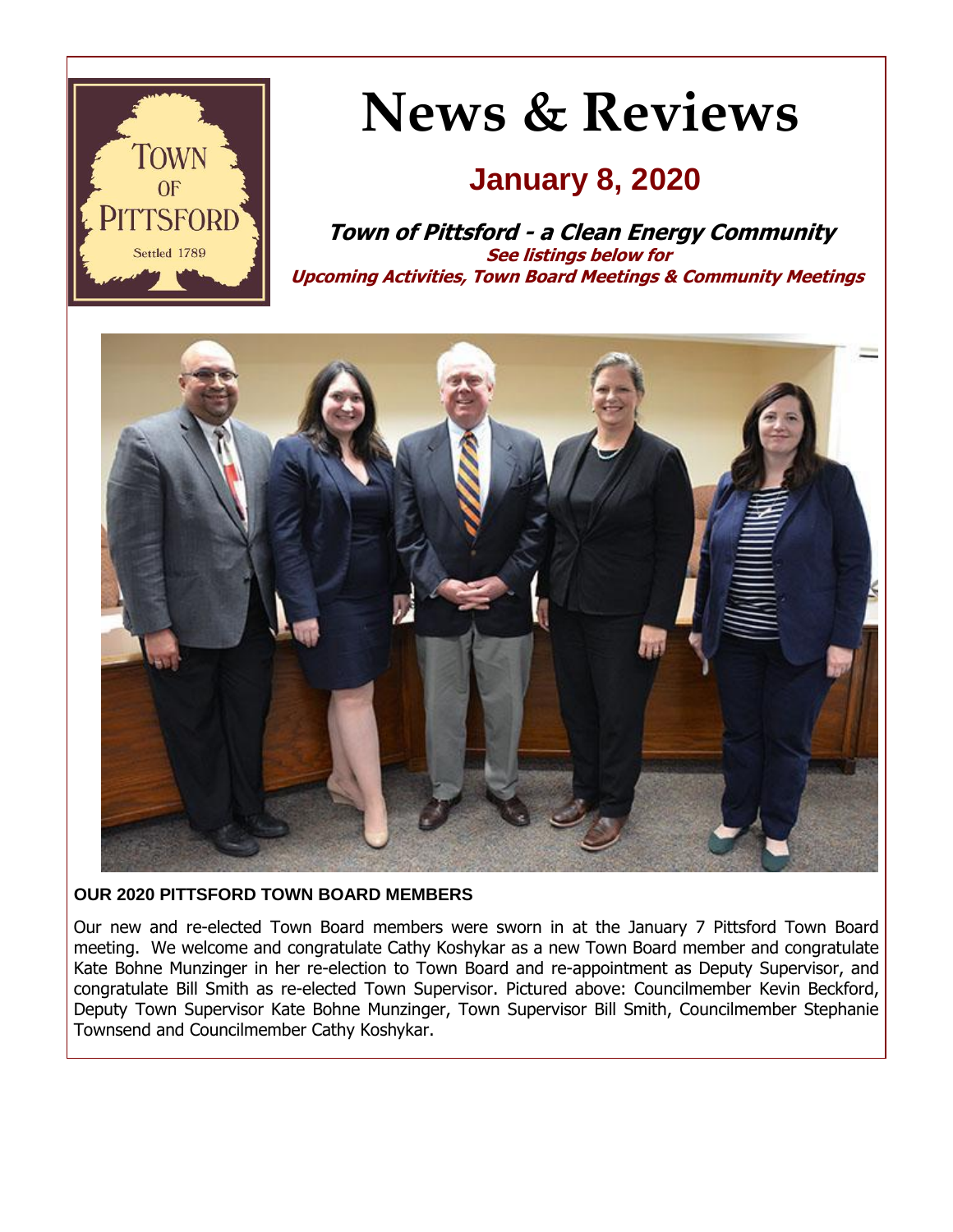# News & Reviews

## January 8, 2020

**Town of Pittsford - a Clean Energy Community**

**See listings below for**
**Upcoming Activities, Town Board Meetings & Community Meetings**

**OUR 2020 PITTSFORD TOWN BOARD MEMBERS**

Our new and re-elected Town Board members were sworn in at the January 7 Pittsford Town Board meeting. We welcome and congratulate Cathy Koshykar as a new Town Board member and congratulate Kate Bohne Munzinger in her re-election to Town Board and re-appointment as Deputy Supervisor, and congratulate Bill Smith as re-elected Town Supervisor. Pictured above: Councilmember Kevin Beckford, Deputy Town Supervisor Kate Bohne Munzinger, Town Supervisor Bill Smith, Councilmember Stephanie Townsend and Councilmember Cathy Koshykar.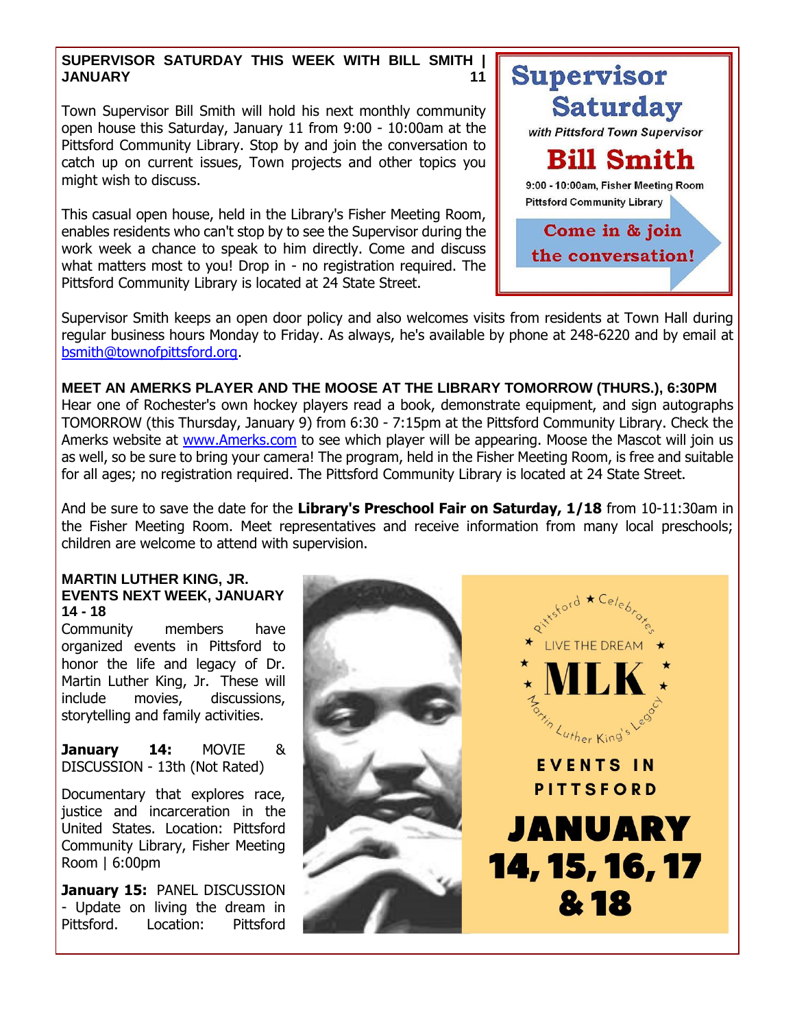### SUPERVISOR SATURDAY THIS WEEK WITH BILL SMITH | JANUARY 11

Town Supervisor Bill Smith will hold his next monthly community open house this Saturday, January 11 from 9:00 - 10:00am at the Pittsford Community Library. Stop by and join the conversation to catch up on current issues, Town projects and other topics you might wish to discuss.

This casual open house, held in the Library's Fisher Meeting Room, enables residents who can't stop by to see the Supervisor during the work week a chance to speak to him directly. Come and discuss what matters most to you! Drop in - no registration required. The Pittsford Community Library is located at 24 State Street.

Supervisor Saturday
*with Pittsford Town Supervisor*
**Bill Smith**
9:00 - 10:00am, Fisher Meeting Room
Pittsford Community Library
Come in & join the conversation!

Supervisor Smith keeps an open door policy and also welcomes visits from residents at Town Hall during regular business hours Monday to Friday. As always, he's available by phone at 248-6220 and by email at bsmith@townofpittsford.org.

### MEET AN AMERKS PLAYER AND THE MOOSE AT THE LIBRARY TOMORROW (THURS.), 6:30PM

Hear one of Rochester's own hockey players read a book, demonstrate equipment, and sign autographs TOMORROW (this Thursday, January 9) from 6:30 - 7:15pm at the Pittsford Community Library. Check the Amerks website at www.Amerks.com to see which player will be appearing. Moose the Mascot will join us as well, so be sure to bring your camera! The program, held in the Fisher Meeting Room, is free and suitable for all ages; no registration required. The Pittsford Community Library is located at 24 State Street.

And be sure to save the date for the **Library's Preschool Fair on Saturday, 1/18** from 10-11:30am in the Fisher Meeting Room. Meet representatives and receive information from many local preschools; children are welcome to attend with supervision.

### MARTIN LUTHER KING, JR. EVENTS NEXT WEEK, JANUARY 14 - 18

Community members have organized events in Pittsford to honor the life and legacy of Dr. Martin Luther King, Jr. These will include movies, discussions, storytelling and family activities.

**January 14:** MOVIE & DISCUSSION - 13th (Not Rated)

Documentary that explores race, justice and incarceration in the United States. Location: Pittsford Community Library, Fisher Meeting Room | 6:00pm

**January 15:** PANEL DISCUSSION - Update on living the dream in Pittsford. Location: Pittsford

Pittsford ★ Celebrates
★ LIVE THE DREAM ★
MLK
Martin Luther King's Legacy

EVENTS IN PITTSFORD

JANUARY 14, 15, 16, 17 & 18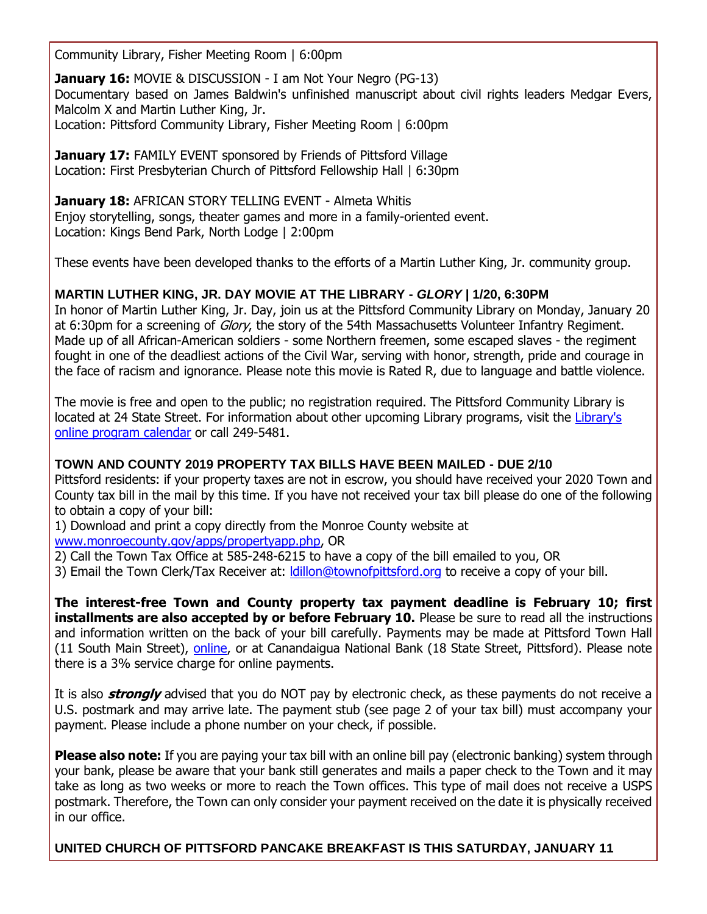Community Library, Fisher Meeting Room | 6:00pm

**January 16:** MOVIE & DISCUSSION - I am Not Your Negro (PG-13)
Documentary based on James Baldwin's unfinished manuscript about civil rights leaders Medgar Evers, Malcolm X and Martin Luther King, Jr.
Location: Pittsford Community Library, Fisher Meeting Room | 6:00pm

**January 17:** FAMILY EVENT sponsored by Friends of Pittsford Village
Location: First Presbyterian Church of Pittsford Fellowship Hall | 6:30pm

**January 18:** AFRICAN STORY TELLING EVENT - Almeta Whitis
Enjoy storytelling, songs, theater games and more in a family-oriented event.
Location: Kings Bend Park, North Lodge | 2:00pm

These events have been developed thanks to the efforts of a Martin Luther King, Jr. community group.

**MARTIN LUTHER KING, JR. DAY MOVIE AT THE LIBRARY - *GLORY* | 1/20, 6:30PM**

In honor of Martin Luther King, Jr. Day, join us at the Pittsford Community Library on Monday, January 20 at 6:30pm for a screening of *Glory*, the story of the 54th Massachusetts Volunteer Infantry Regiment. Made up of all African-American soldiers - some Northern freemen, some escaped slaves - the regiment fought in one of the deadliest actions of the Civil War, serving with honor, strength, pride and courage in the face of racism and ignorance. Please note this movie is Rated R, due to language and battle violence.

The movie is free and open to the public; no registration required. The Pittsford Community Library is located at 24 State Street. For information about other upcoming Library programs, visit the Library's online program calendar or call 249-5481.

**TOWN AND COUNTY 2019 PROPERTY TAX BILLS HAVE BEEN MAILED - DUE 2/10**

Pittsford residents: if your property taxes are not in escrow, you should have received your 2020 Town and County tax bill in the mail by this time. If you have not received your tax bill please do one of the following to obtain a copy of your bill:

1) Download and print a copy directly from the Monroe County website at www.monroecounty.gov/apps/propertyapp.php, OR
2) Call the Town Tax Office at 585-248-6215 to have a copy of the bill emailed to you, OR
3) Email the Town Clerk/Tax Receiver at: ldillon@townofpittsford.org to receive a copy of your bill.

**The interest-free Town and County property tax payment deadline is February 10; first installments are also accepted by or before February 10.** Please be sure to read all the instructions and information written on the back of your bill carefully. Payments may be made at Pittsford Town Hall (11 South Main Street), online, or at Canandaigua National Bank (18 State Street, Pittsford). Please note there is a 3% service charge for online payments.

It is also ***strongly*** advised that you do NOT pay by electronic check, as these payments do not receive a U.S. postmark and may arrive late. The payment stub (see page 2 of your tax bill) must accompany your payment. Please include a phone number on your check, if possible.

**Please also note:** If you are paying your tax bill with an online bill pay (electronic banking) system through your bank, please be aware that your bank still generates and mails a paper check to the Town and it may take as long as two weeks or more to reach the Town offices. This type of mail does not receive a USPS postmark. Therefore, the Town can only consider your payment received on the date it is physically received in our office.

**UNITED CHURCH OF PITTSFORD PANCAKE BREAKFAST IS THIS SATURDAY, JANUARY 11**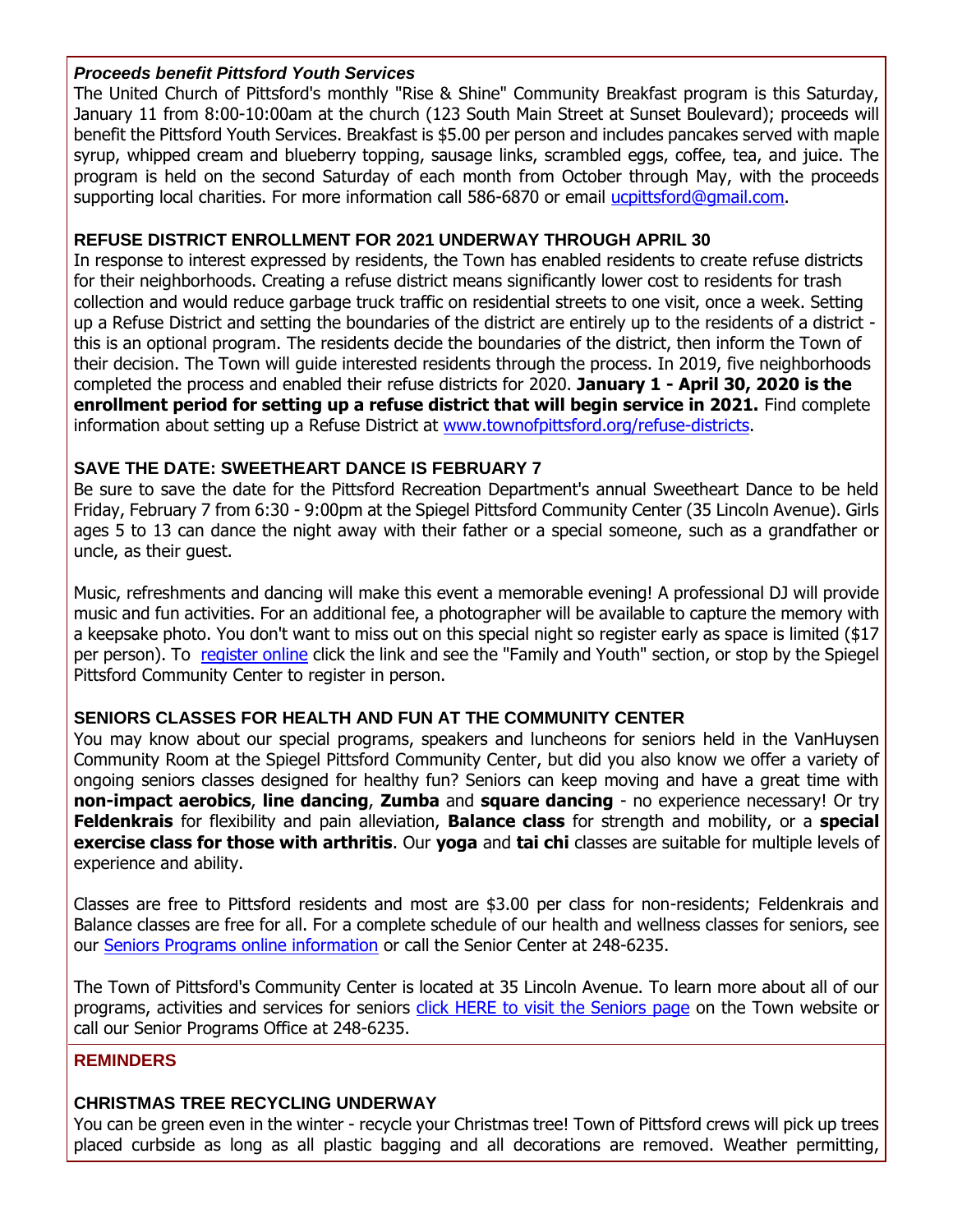***Proceeds benefit Pittsford Youth Services***

The United Church of Pittsford's monthly "Rise & Shine" Community Breakfast program is this Saturday, January 11 from 8:00-10:00am at the church (123 South Main Street at Sunset Boulevard); proceeds will benefit the Pittsford Youth Services. Breakfast is $5.00 per person and includes pancakes served with maple syrup, whipped cream and blueberry topping, sausage links, scrambled eggs, coffee, tea, and juice. The program is held on the second Saturday of each month from October through May, with the proceeds supporting local charities. For more information call 586-6870 or email [ucpittsford@gmail.com](mailto:ucpittsford@gmail.com).

### REFUSE DISTRICT ENROLLMENT FOR 2021 UNDERWAY THROUGH APRIL 30

In response to interest expressed by residents, the Town has enabled residents to create refuse districts for their neighborhoods. Creating a refuse district means significantly lower cost to residents for trash collection and would reduce garbage truck traffic on residential streets to one visit, once a week. Setting up a Refuse District and setting the boundaries of the district are entirely up to the residents of a district - this is an optional program. The residents decide the boundaries of the district, then inform the Town of their decision. The Town will guide interested residents through the process. In 2019, five neighborhoods completed the process and enabled their refuse districts for 2020. **January 1 - April 30, 2020 is the enrollment period for setting up a refuse district that will begin service in 2021.** Find complete information about setting up a Refuse District at [www.townofpittsford.org/refuse-districts](http://www.townofpittsford.org/refuse-districts).

### SAVE THE DATE: SWEETHEART DANCE IS FEBRUARY 7

Be sure to save the date for the Pittsford Recreation Department's annual Sweetheart Dance to be held Friday, February 7 from 6:30 - 9:00pm at the Spiegel Pittsford Community Center (35 Lincoln Avenue). Girls ages 5 to 13 can dance the night away with their father or a special someone, such as a grandfather or uncle, as their guest.

Music, refreshments and dancing will make this event a memorable evening! A professional DJ will provide music and fun activities. For an additional fee, a photographer will be available to capture the memory with a keepsake photo. You don't want to miss out on this special night so register early as space is limited ($17 per person). To [register online](#) click the link and see the "Family and Youth" section, or stop by the Spiegel Pittsford Community Center to register in person.

### SENIORS CLASSES FOR HEALTH AND FUN AT THE COMMUNITY CENTER

You may know about our special programs, speakers and luncheons for seniors held in the VanHuysen Community Room at the Spiegel Pittsford Community Center, but did you also know we offer a variety of ongoing seniors classes designed for healthy fun? Seniors can keep moving and have a great time with **non-impact aerobics**, **line dancing**, **Zumba** and **square dancing** - no experience necessary! Or try **Feldenkrais** for flexibility and pain alleviation, **Balance class** for strength and mobility, or a **special exercise class for those with arthritis**. Our **yoga** and **tai chi** classes are suitable for multiple levels of experience and ability.

Classes are free to Pittsford residents and most are $3.00 per class for non-residents; Feldenkrais and Balance classes are free for all. For a complete schedule of our health and wellness classes for seniors, see our [Seniors Programs online information](#) or call the Senior Center at 248-6235.

The Town of Pittsford's Community Center is located at 35 Lincoln Avenue. To learn more about all of our programs, activities and services for seniors [click HERE to visit the Seniors page](#) on the Town website or call our Senior Programs Office at 248-6235.

## REMINDERS

### CHRISTMAS TREE RECYCLING UNDERWAY

You can be green even in the winter - recycle your Christmas tree! Town of Pittsford crews will pick up trees placed curbside as long as all plastic bagging and all decorations are removed. Weather permitting,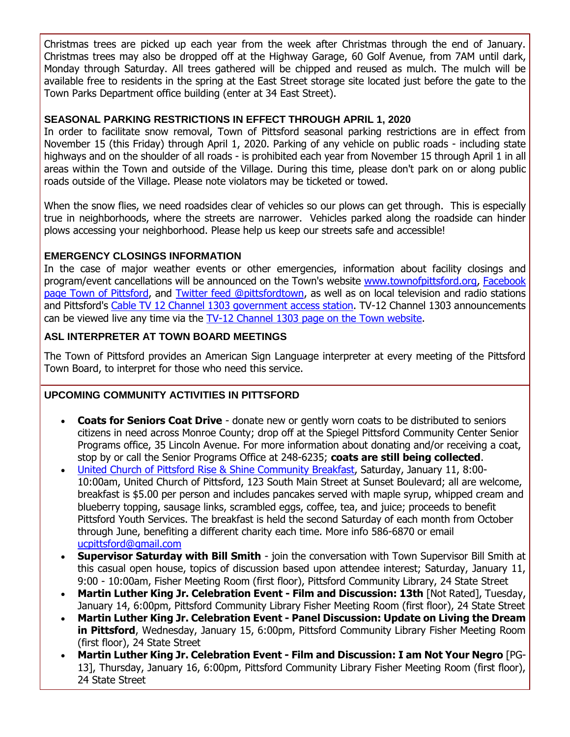Christmas trees are picked up each year from the week after Christmas through the end of January. Christmas trees may also be dropped off at the Highway Garage, 60 Golf Avenue, from 7AM until dark, Monday through Saturday. All trees gathered will be chipped and reused as mulch. The mulch will be available free to residents in the spring at the East Street storage site located just before the gate to the Town Parks Department office building (enter at 34 East Street).

### SEASONAL PARKING RESTRICTIONS IN EFFECT THROUGH APRIL 1, 2020

In order to facilitate snow removal, Town of Pittsford seasonal parking restrictions are in effect from November 15 (this Friday) through April 1, 2020. Parking of any vehicle on public roads - including state highways and on the shoulder of all roads - is prohibited each year from November 15 through April 1 in all areas within the Town and outside of the Village. During this time, please don't park on or along public roads outside of the Village. Please note violators may be ticketed or towed.

When the snow flies, we need roadsides clear of vehicles so our plows can get through. This is especially true in neighborhoods, where the streets are narrower. Vehicles parked along the roadside can hinder plows accessing your neighborhood. Please help us keep our streets safe and accessible!

### EMERGENCY CLOSINGS INFORMATION

In the case of major weather events or other emergencies, information about facility closings and program/event cancellations will be announced on the Town's website www.townofpittsford.org, Facebook page Town of Pittsford, and Twitter feed @pittsfordtown, as well as on local television and radio stations and Pittsford's Cable TV 12 Channel 1303 government access station. TV-12 Channel 1303 announcements can be viewed live any time via the TV-12 Channel 1303 page on the Town website.

### ASL INTERPRETER AT TOWN BOARD MEETINGS

The Town of Pittsford provides an American Sign Language interpreter at every meeting of the Pittsford Town Board, to interpret for those who need this service.

### UPCOMING COMMUNITY ACTIVITIES IN PITTSFORD

- **Coats for Seniors Coat Drive** - donate new or gently worn coats to be distributed to seniors citizens in need across Monroe County; drop off at the Spiegel Pittsford Community Center Senior Programs office, 35 Lincoln Avenue. For more information about donating and/or receiving a coat, stop by or call the Senior Programs Office at 248-6235; **coats are still being collected**.
- United Church of Pittsford Rise & Shine Community Breakfast, Saturday, January 11, 8:00-10:00am, United Church of Pittsford, 123 South Main Street at Sunset Boulevard; all are welcome, breakfast is $5.00 per person and includes pancakes served with maple syrup, whipped cream and blueberry topping, sausage links, scrambled eggs, coffee, tea, and juice; proceeds to benefit Pittsford Youth Services. The breakfast is held the second Saturday of each month from October through June, benefiting a different charity each time. More info 586-6870 or email ucpittsford@gmail.com
- **Supervisor Saturday with Bill Smith** - join the conversation with Town Supervisor Bill Smith at this casual open house, topics of discussion based upon attendee interest; Saturday, January 11, 9:00 - 10:00am, Fisher Meeting Room (first floor), Pittsford Community Library, 24 State Street
- **Martin Luther King Jr. Celebration Event - Film and Discussion: 13th** [Not Rated], Tuesday, January 14, 6:00pm, Pittsford Community Library Fisher Meeting Room (first floor), 24 State Street
- **Martin Luther King Jr. Celebration Event - Panel Discussion: Update on Living the Dream in Pittsford**, Wednesday, January 15, 6:00pm, Pittsford Community Library Fisher Meeting Room (first floor), 24 State Street
- **Martin Luther King Jr. Celebration Event - Film and Discussion: I am Not Your Negro** [PG-13], Thursday, January 16, 6:00pm, Pittsford Community Library Fisher Meeting Room (first floor), 24 State Street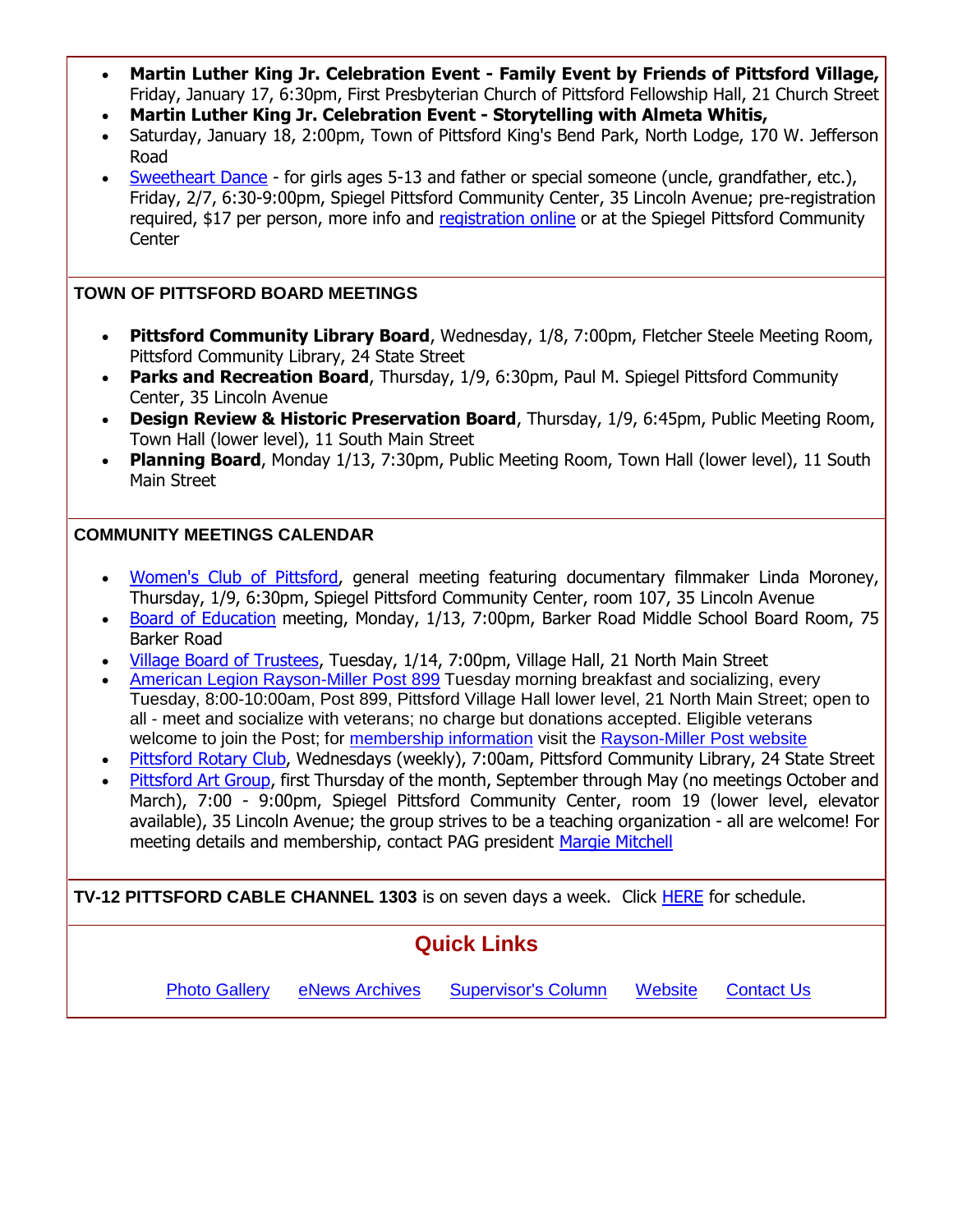- **Martin Luther King Jr. Celebration Event - Family Event by Friends of Pittsford Village,** Friday, January 17, 6:30pm, First Presbyterian Church of Pittsford Fellowship Hall, 21 Church Street
- **Martin Luther King Jr. Celebration Event - Storytelling with Almeta Whitis,**
- Saturday, January 18, 2:00pm, Town of Pittsford King's Bend Park, North Lodge, 170 W. Jefferson Road
- Sweetheart Dance - for girls ages 5-13 and father or special someone (uncle, grandfather, etc.), Friday, 2/7, 6:30-9:00pm, Spiegel Pittsford Community Center, 35 Lincoln Avenue; pre-registration required, $17 per person, more info and registration online or at the Spiegel Pittsford Community Center

**TOWN OF PITTSFORD BOARD MEETINGS**

- **Pittsford Community Library Board**, Wednesday, 1/8, 7:00pm, Fletcher Steele Meeting Room, Pittsford Community Library, 24 State Street
- **Parks and Recreation Board**, Thursday, 1/9, 6:30pm, Paul M. Spiegel Pittsford Community Center, 35 Lincoln Avenue
- **Design Review & Historic Preservation Board**, Thursday, 1/9, 6:45pm, Public Meeting Room, Town Hall (lower level), 11 South Main Street
- **Planning Board**, Monday 1/13, 7:30pm, Public Meeting Room, Town Hall (lower level), 11 South Main Street

**COMMUNITY MEETINGS CALENDAR**

- Women's Club of Pittsford, general meeting featuring documentary filmmaker Linda Moroney, Thursday, 1/9, 6:30pm, Spiegel Pittsford Community Center, room 107, 35 Lincoln Avenue
- Board of Education meeting, Monday, 1/13, 7:00pm, Barker Road Middle School Board Room, 75 Barker Road
- Village Board of Trustees, Tuesday, 1/14, 7:00pm, Village Hall, 21 North Main Street
- American Legion Rayson-Miller Post 899 Tuesday morning breakfast and socializing, every Tuesday, 8:00-10:00am, Post 899, Pittsford Village Hall lower level, 21 North Main Street; open to all - meet and socialize with veterans; no charge but donations accepted. Eligible veterans welcome to join the Post; for membership information visit the Rayson-Miller Post website
- Pittsford Rotary Club, Wednesdays (weekly), 7:00am, Pittsford Community Library, 24 State Street
- Pittsford Art Group, first Thursday of the month, September through May (no meetings October and March), 7:00 - 9:00pm, Spiegel Pittsford Community Center, room 19 (lower level, elevator available), 35 Lincoln Avenue; the group strives to be a teaching organization - all are welcome! For meeting details and membership, contact PAG president Margie Mitchell

**TV-12 PITTSFORD CABLE CHANNEL 1303** is on seven days a week. Click HERE for schedule.

## Quick Links

Photo Gallery | eNews Archives | Supervisor's Column | Website | Contact Us